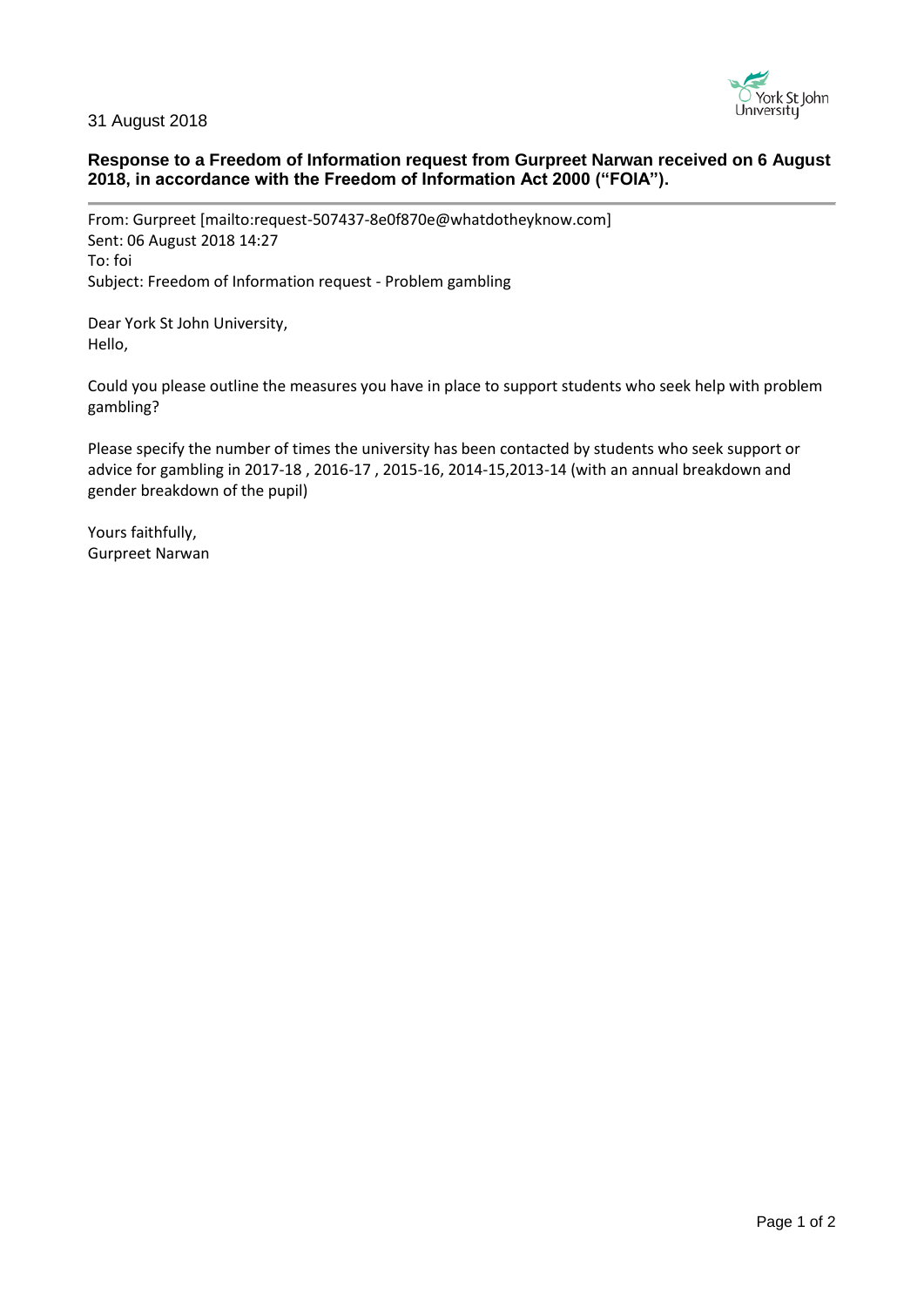31 August 2018

**Response to a Freedom of Information request from Gurpreet Narwan received on 6 August 2018, in accordance with the Freedom of Information Act 2000 ("FOIA").**

---

From: Gurpreet [mailto:request-507437-8e0f870e@whatdotheyknow.com]
Sent: 06 August 2018 14:27
To: foi
Subject: Freedom of Information request - Problem gambling

Dear York St John University,
Hello,

Could you please outline the measures you have in place to support students who seek help with problem gambling?

Please specify the number of times the university has been contacted by students who seek support or advice for gambling in 2017-18 , 2016-17 , 2015-16, 2014-15,2013-14 (with an annual breakdown and gender breakdown of the pupil)

Yours faithfully,
Gurpreet Narwan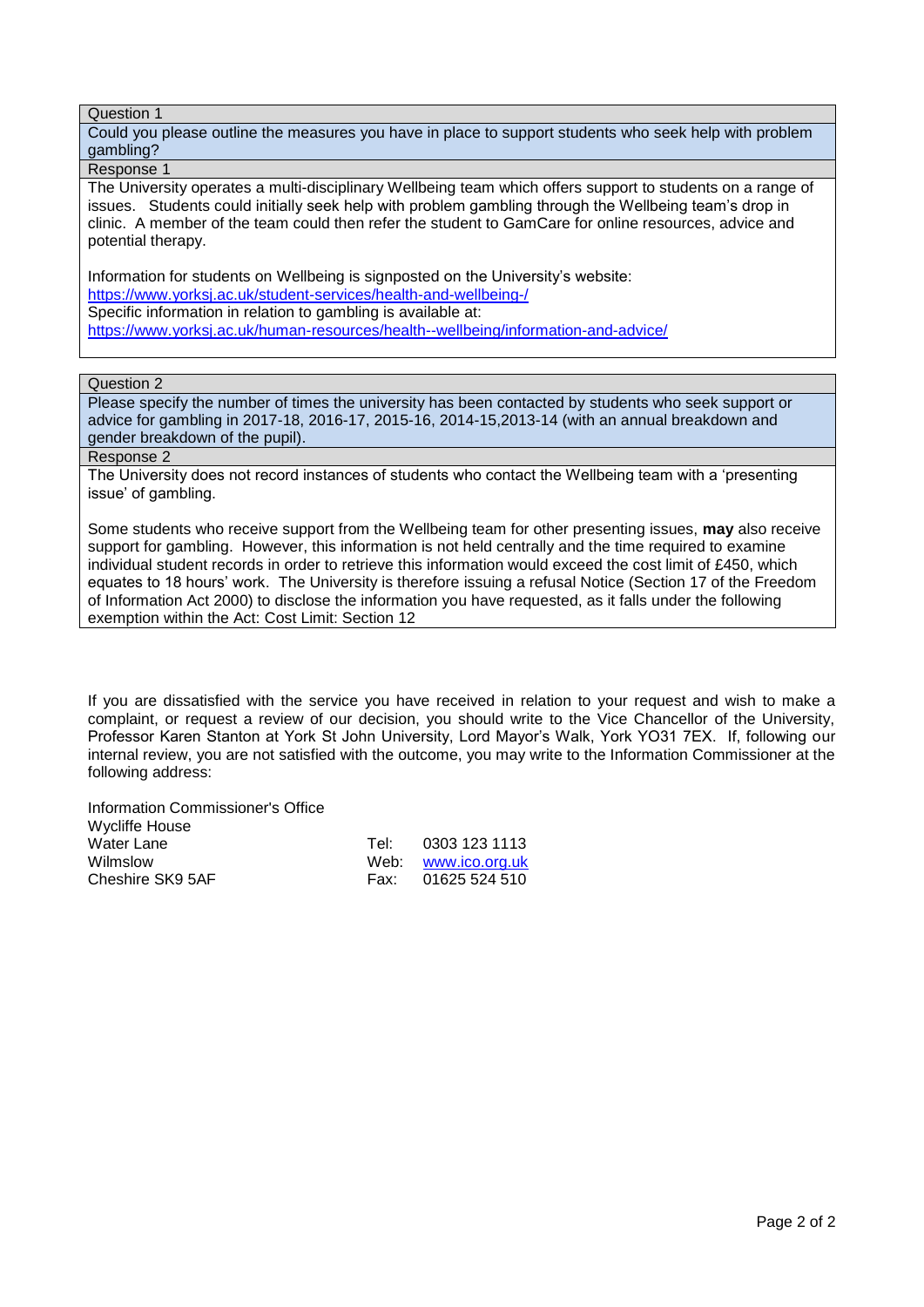**Question 1**

Could you please outline the measures you have in place to support students who seek help with problem gambling?

**Response 1**

The University operates a multi-disciplinary Wellbeing team which offers support to students on a range of issues. Students could initially seek help with problem gambling through the Wellbeing team's drop in clinic. A member of the team could then refer the student to GamCare for online resources, advice and potential therapy.

Information for students on Wellbeing is signposted on the University's website:
https://www.yorksj.ac.uk/student-services/health-and-wellbeing-/
Specific information in relation to gambling is available at:
https://www.yorksj.ac.uk/human-resources/health--wellbeing/information-and-advice/

**Question 2**

Please specify the number of times the university has been contacted by students who seek support or advice for gambling in 2017-18, 2016-17, 2015-16, 2014-15,2013-14 (with an annual breakdown and gender breakdown of the pupil).

**Response 2**

The University does not record instances of students who contact the Wellbeing team with a 'presenting issue' of gambling.

Some students who receive support from the Wellbeing team for other presenting issues, **may** also receive support for gambling. However, this information is not held centrally and the time required to examine individual student records in order to retrieve this information would exceed the cost limit of £450, which equates to 18 hours' work. The University is therefore issuing a refusal Notice (Section 17 of the Freedom of Information Act 2000) to disclose the information you have requested, as it falls under the following exemption within the Act: Cost Limit: Section 12

If you are dissatisfied with the service you have received in relation to your request and wish to make a complaint, or request a review of our decision, you should write to the Vice Chancellor of the University, Professor Karen Stanton at York St John University, Lord Mayor's Walk, York YO31 7EX. If, following our internal review, you are not satisfied with the outcome, you may write to the Information Commissioner at the following address:

Information Commissioner's Office
Wycliffe House
Water Lane
Wilmslow
Cheshire SK9 5AF

Tel: 0303 123 1113
Web: www.ico.org.uk
Fax: 01625 524 510